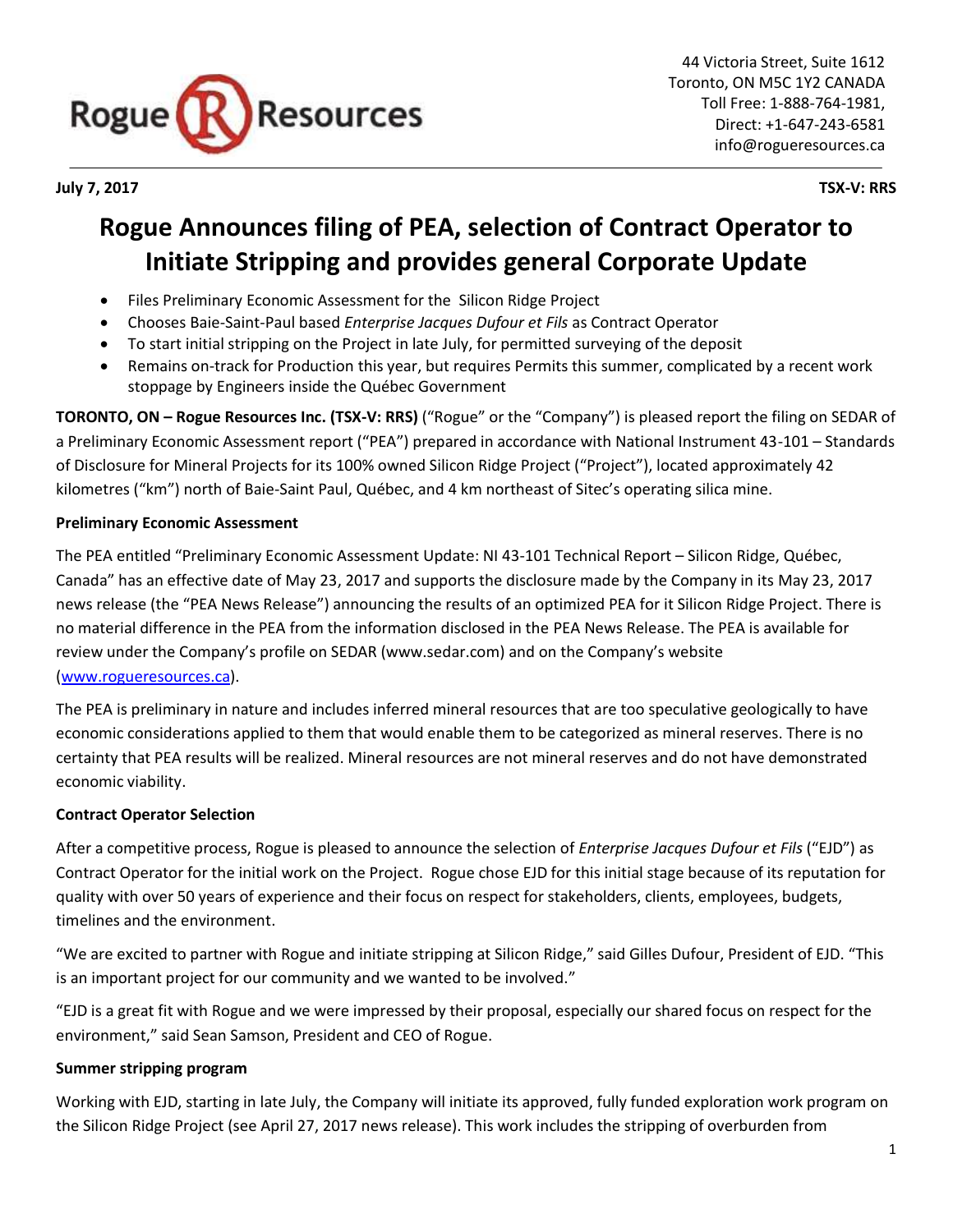Rogue Resources

44 Victoria Street, Suite 1612
Toronto, ON M5C 1Y2 CANADA
Toll Free: 1-888-764-1981,
Direct: +1-647-243-6581
info@rogueresources.ca

**July 7, 2017** **TSX-V: RRS**

# Rogue Announces filing of PEA, selection of Contract Operator to Initiate Stripping and provides general Corporate Update

- Files Preliminary Economic Assessment for the Silicon Ridge Project
- Chooses Baie-Saint-Paul based *Enterprise Jacques Dufour et Fils* as Contract Operator
- To start initial stripping on the Project in late July, for permitted surveying of the deposit
- Remains on-track for Production this year, but requires Permits this summer, complicated by a recent work stoppage by Engineers inside the Québec Government

**TORONTO, ON – Rogue Resources Inc. (TSX-V: RRS)** ("Rogue" or the "Company") is pleased report the filing on SEDAR of a Preliminary Economic Assessment report ("PEA") prepared in accordance with National Instrument 43-101 – Standards of Disclosure for Mineral Projects for its 100% owned Silicon Ridge Project ("Project"), located approximately 42 kilometres ("km") north of Baie-Saint Paul, Québec, and 4 km northeast of Sitec's operating silica mine.

**Preliminary Economic Assessment**

The PEA entitled "Preliminary Economic Assessment Update: NI 43-101 Technical Report – Silicon Ridge, Québec, Canada" has an effective date of May 23, 2017 and supports the disclosure made by the Company in its May 23, 2017 news release (the "PEA News Release") announcing the results of an optimized PEA for it Silicon Ridge Project. There is no material difference in the PEA from the information disclosed in the PEA News Release. The PEA is available for review under the Company's profile on SEDAR (www.sedar.com) and on the Company's website (www.rogueresources.ca).

The PEA is preliminary in nature and includes inferred mineral resources that are too speculative geologically to have economic considerations applied to them that would enable them to be categorized as mineral reserves. There is no certainty that PEA results will be realized. Mineral resources are not mineral reserves and do not have demonstrated economic viability.

**Contract Operator Selection**

After a competitive process, Rogue is pleased to announce the selection of *Enterprise Jacques Dufour et Fils* ("EJD") as Contract Operator for the initial work on the Project. Rogue chose EJD for this initial stage because of its reputation for quality with over 50 years of experience and their focus on respect for stakeholders, clients, employees, budgets, timelines and the environment.

"We are excited to partner with Rogue and initiate stripping at Silicon Ridge," said Gilles Dufour, President of EJD. "This is an important project for our community and we wanted to be involved."

"EJD is a great fit with Rogue and we were impressed by their proposal, especially our shared focus on respect for the environment," said Sean Samson, President and CEO of Rogue.

**Summer stripping program**

Working with EJD, starting in late July, the Company will initiate its approved, fully funded exploration work program on the Silicon Ridge Project (see April 27, 2017 news release). This work includes the stripping of overburden from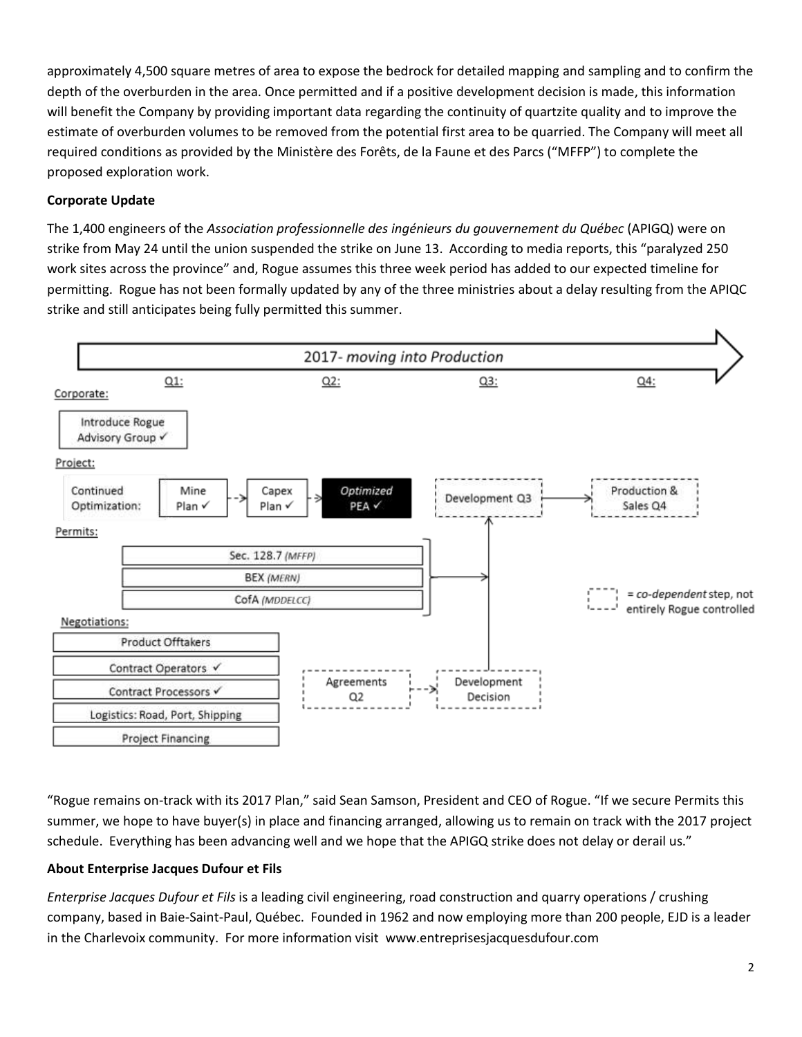approximately 4,500 square metres of area to expose the bedrock for detailed mapping and sampling and to confirm the depth of the overburden in the area. Once permitted and if a positive development decision is made, this information will benefit the Company by providing important data regarding the continuity of quartzite quality and to improve the estimate of overburden volumes to be removed from the potential first area to be quarried. The Company will meet all required conditions as provided by the Ministère des Forêts, de la Faune et des Parcs ("MFFP") to complete the proposed exploration work.

**Corporate Update**

The 1,400 engineers of the *Association professionnelle des ingénieurs du gouvernement du Québec* (APIGQ) were on strike from May 24 until the union suspended the strike on June 13. According to media reports, this "paralyzed 250 work sites across the province" and, Rogue assumes this three week period has added to our expected timeline for permitting. Rogue has not been formally updated by any of the three ministries about a delay resulting from the APIQC strike and still anticipates being fully permitted this summer.

2017- *moving into Production*

Q1: | Q2: | Q3: | Q4:

Corporate:
- Introduce Rogue Advisory Group ✓

Project:
- Continued Optimization: Mine Plan ✓ → Capex Plan ✓ → *Optimized* PEA ✓
- Development Q3 → Production & Sales Q4

Permits:
- Sec. 128.7 *(MFFP)*
- BEX *(MERN)*
- CofA *(MDDELCC)*

Negotiations:
- Product Offtakers
- Contract Operators ✓
- Contract Processors ✓
- Logistics: Road, Port, Shipping
- Project Financing
- Agreements Q2 → Development Decision

= *co-dependent* step, not entirely Rogue controlled

"Rogue remains on-track with its 2017 Plan," said Sean Samson, President and CEO of Rogue. "If we secure Permits this summer, we hope to have buyer(s) in place and financing arranged, allowing us to remain on track with the 2017 project schedule. Everything has been advancing well and we hope that the APIGQ strike does not delay or derail us."

**About Enterprise Jacques Dufour et Fils**

*Enterprise Jacques Dufour et Fils* is a leading civil engineering, road construction and quarry operations / crushing company, based in Baie-Saint-Paul, Québec. Founded in 1962 and now employing more than 200 people, EJD is a leader in the Charlevoix community. For more information visit www.entreprisesjacquesdufour.com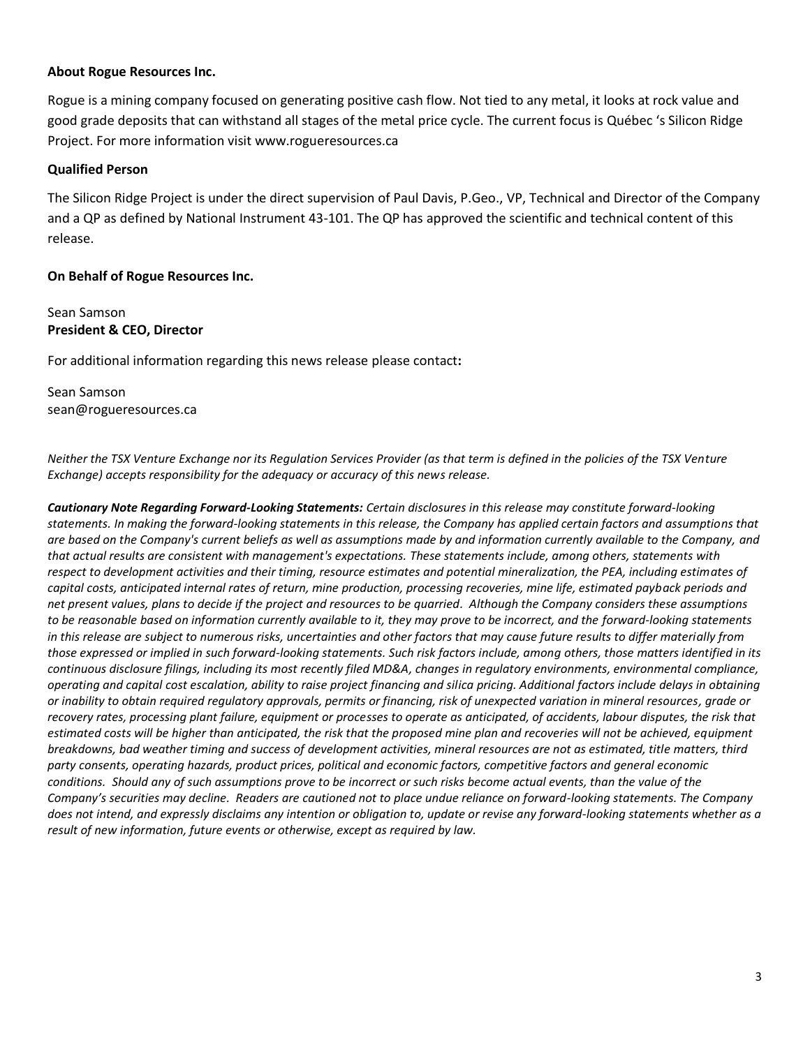**About Rogue Resources Inc.**

Rogue is a mining company focused on generating positive cash flow. Not tied to any metal, it looks at rock value and good grade deposits that can withstand all stages of the metal price cycle. The current focus is Québec 's Silicon Ridge Project. For more information visit www.rogueresources.ca

**Qualified Person**

The Silicon Ridge Project is under the direct supervision of Paul Davis, P.Geo., VP, Technical and Director of the Company and a QP as defined by National Instrument 43-101. The QP has approved the scientific and technical content of this release.

**On Behalf of Rogue Resources Inc.**

Sean Samson
**President & CEO, Director**

For additional information regarding this news release please contact**:**

Sean Samson
sean@rogueresources.ca

*Neither the TSX Venture Exchange nor its Regulation Services Provider (as that term is defined in the policies of the TSX Venture Exchange) accepts responsibility for the adequacy or accuracy of this news release.*

***Cautionary Note Regarding Forward-Looking Statements:*** *Certain disclosures in this release may constitute forward-looking statements. In making the forward-looking statements in this release, the Company has applied certain factors and assumptions that are based on the Company's current beliefs as well as assumptions made by and information currently available to the Company, and that actual results are consistent with management's expectations. These statements include, among others, statements with respect to development activities and their timing, resource estimates and potential mineralization, the PEA, including estimates of capital costs, anticipated internal rates of return, mine production, processing recoveries, mine life, estimated payback periods and net present values, plans to decide if the project and resources to be quarried. Although the Company considers these assumptions to be reasonable based on information currently available to it, they may prove to be incorrect, and the forward-looking statements in this release are subject to numerous risks, uncertainties and other factors that may cause future results to differ materially from those expressed or implied in such forward-looking statements. Such risk factors include, among others, those matters identified in its continuous disclosure filings, including its most recently filed MD&A, changes in regulatory environments, environmental compliance, operating and capital cost escalation, ability to raise project financing and silica pricing. Additional factors include delays in obtaining or inability to obtain required regulatory approvals, permits or financing, risk of unexpected variation in mineral resources, grade or recovery rates, processing plant failure, equipment or processes to operate as anticipated, of accidents, labour disputes, the risk that estimated costs will be higher than anticipated, the risk that the proposed mine plan and recoveries will not be achieved, equipment breakdowns, bad weather timing and success of development activities, mineral resources are not as estimated, title matters, third party consents, operating hazards, product prices, political and economic factors, competitive factors and general economic conditions. Should any of such assumptions prove to be incorrect or such risks become actual events, than the value of the Company's securities may decline. Readers are cautioned not to place undue reliance on forward-looking statements. The Company does not intend, and expressly disclaims any intention or obligation to, update or revise any forward-looking statements whether as a result of new information, future events or otherwise, except as required by law.*